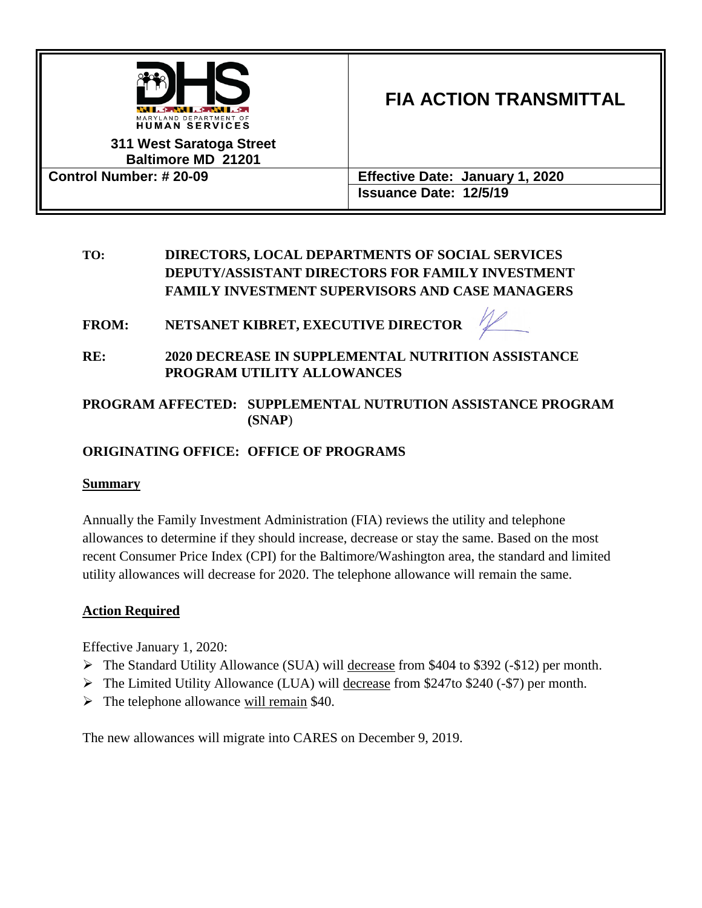| MARYLAND DEPARTMENT OF HUMAN SERVICES<br>311 West Saratoga Street<br>Baltimore MD 21201 | **FIA ACTION TRANSMITTAL** |
|---|---|
| **Control Number: # 20-09** | **Effective Date: January 1, 2020**<br>**Issuance Date: 12/5/19** |

**TO:** **DIRECTORS, LOCAL DEPARTMENTS OF SOCIAL SERVICES DEPUTY/ASSISTANT DIRECTORS FOR FAMILY INVESTMENT FAMILY INVESTMENT SUPERVISORS AND CASE MANAGERS**

**FROM:** **NETSANET KIBRET, EXECUTIVE DIRECTOR**

**RE:** **2020 DECREASE IN SUPPLEMENTAL NUTRITION ASSISTANCE PROGRAM UTILITY ALLOWANCES**

**PROGRAM AFFECTED:** **SUPPLEMENTAL NUTRUTION ASSISTANCE PROGRAM (SNAP)**

**ORIGINATING OFFICE:** **OFFICE OF PROGRAMS**

## Summary

Annually the Family Investment Administration (FIA) reviews the utility and telephone allowances to determine if they should increase, decrease or stay the same. Based on the most recent Consumer Price Index (CPI) for the Baltimore/Washington area, the standard and limited utility allowances will decrease for 2020. The telephone allowance will remain the same.

## Action Required

Effective January 1, 2020:

- The Standard Utility Allowance (SUA) will decrease from $404 to $392 (-$12) per month.
- The Limited Utility Allowance (LUA) will decrease from $247to $240 (-$7) per month.
- The telephone allowance will remain $40.

The new allowances will migrate into CARES on December 9, 2019.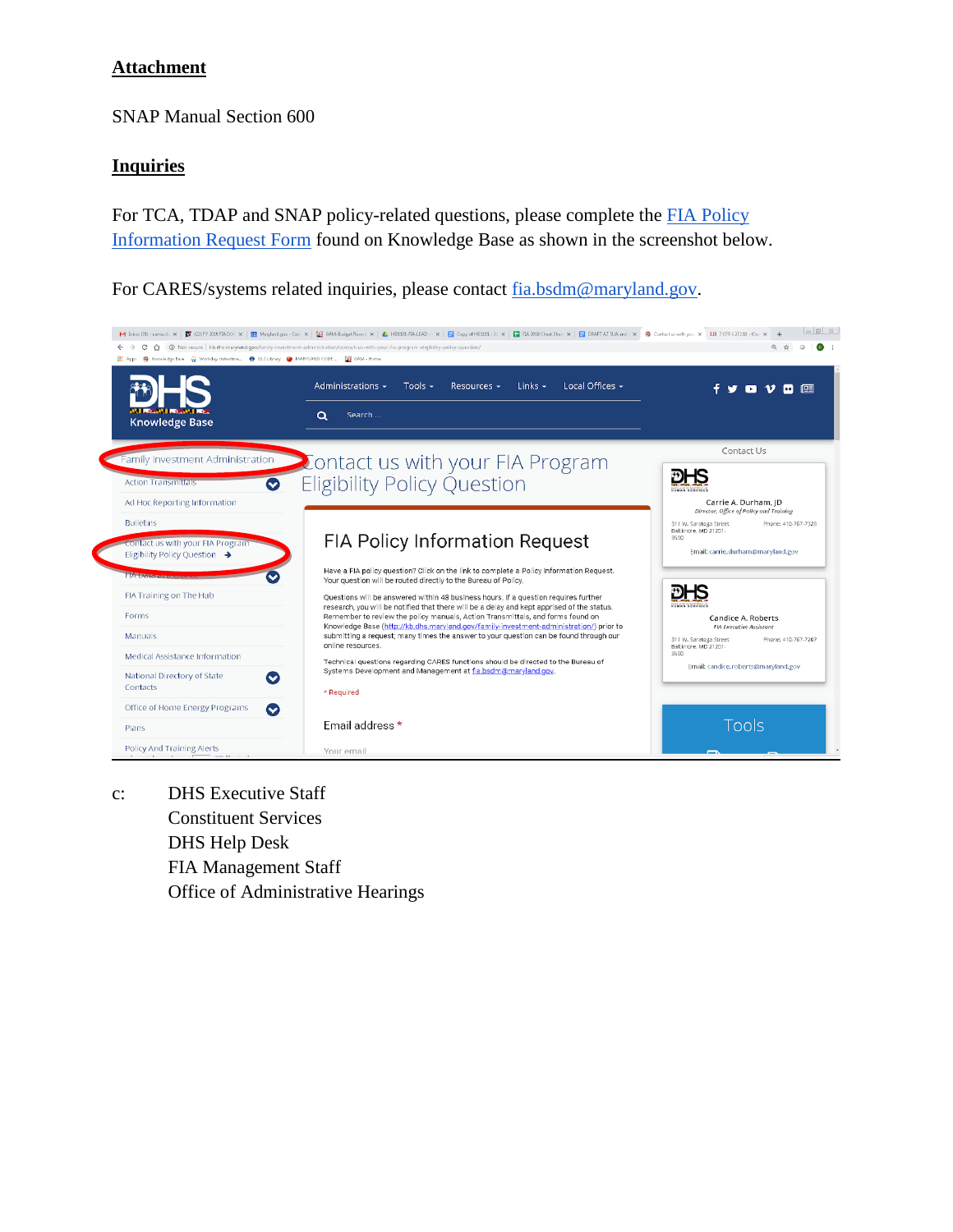**Attachment**

SNAP Manual Section 600

**Inquiries**

For TCA, TDAP and SNAP policy-related questions, please complete the [FIA Policy Information Request Form](#) found on Knowledge Base as shown in the screenshot below.

For CARES/systems related inquiries, please contact [fia.bsdm@maryland.gov](mailto:fia.bsdm@maryland.gov).

c: DHS Executive Staff
Constituent Services
DHS Help Desk
FIA Management Staff
Office of Administrative Hearings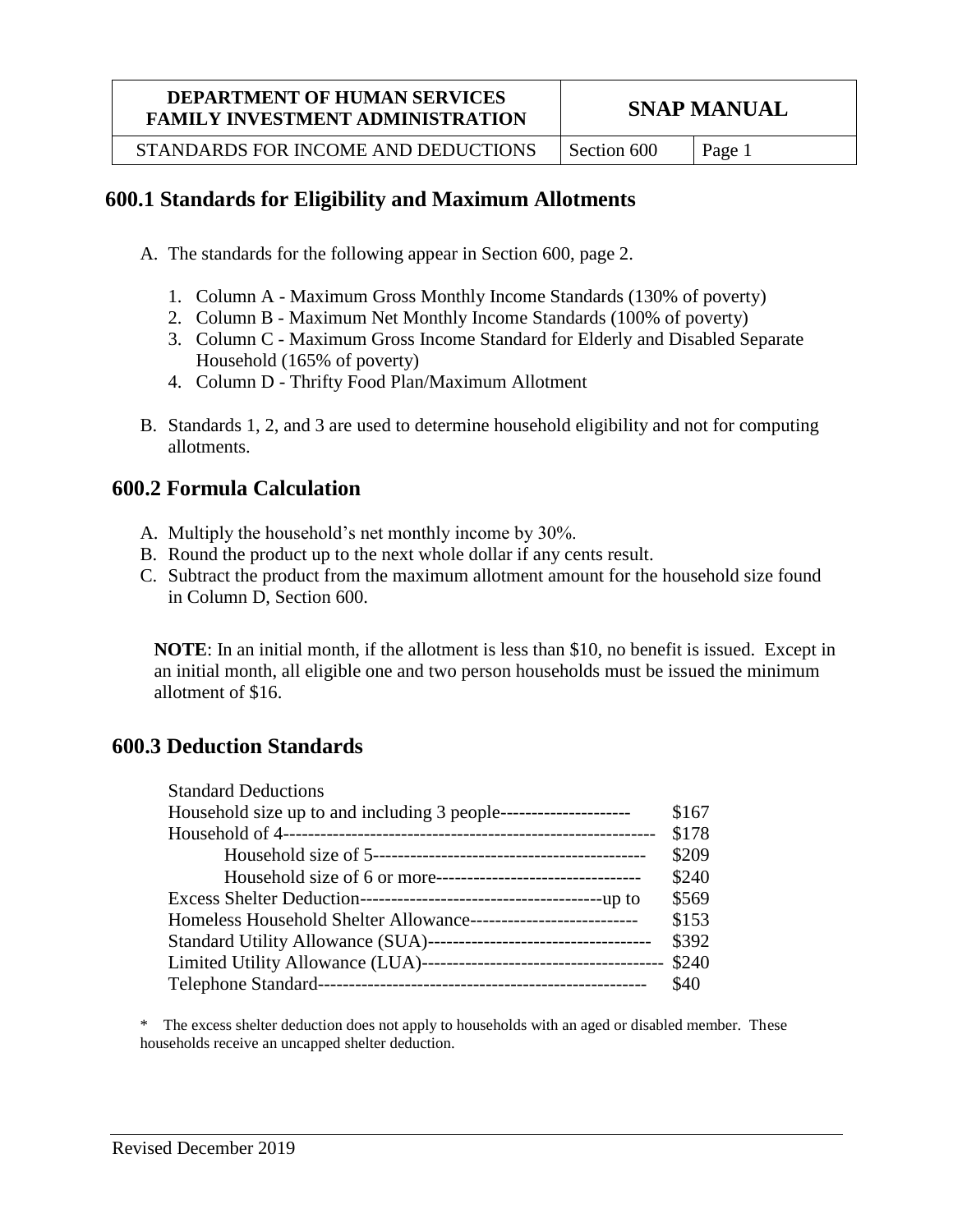## 600.1 Standards for Eligibility and Maximum Allotments

A. The standards for the following appear in Section 600, page 2.

   1. Column A - Maximum Gross Monthly Income Standards (130% of poverty)
   2. Column B - Maximum Net Monthly Income Standards (100% of poverty)
   3. Column C - Maximum Gross Income Standard for Elderly and Disabled Separate Household (165% of poverty)
   4. Column D - Thrifty Food Plan/Maximum Allotment

B. Standards 1, 2, and 3 are used to determine household eligibility and not for computing allotments.

## 600.2 Formula Calculation

A. Multiply the household's net monthly income by 30%.
B. Round the product up to the next whole dollar if any cents result.
C. Subtract the product from the maximum allotment amount for the household size found in Column D, Section 600.

**NOTE**: In an initial month, if the allotment is less than $10, no benefit is issued. Except in an initial month, all eligible one and two person households must be issued the minimum allotment of $16.

## 600.3 Deduction Standards

| Standard Deductions | |
|---|---|
| Household size up to and including 3 people | $167 |
| Household of 4 | $178 |
| Household size of 5 | $209 |
| Household size of 6 or more | $240 |
| Excess Shelter Deduction—up to | $569 |
| Homeless Household Shelter Allowance | $153 |
| Standard Utility Allowance (SUA) | $392 |
| Limited Utility Allowance (LUA) | $240 |
| Telephone Standard | $40 |

\* The excess shelter deduction does not apply to households with an aged or disabled member. These households receive an uncapped shelter deduction.

Revised December 2019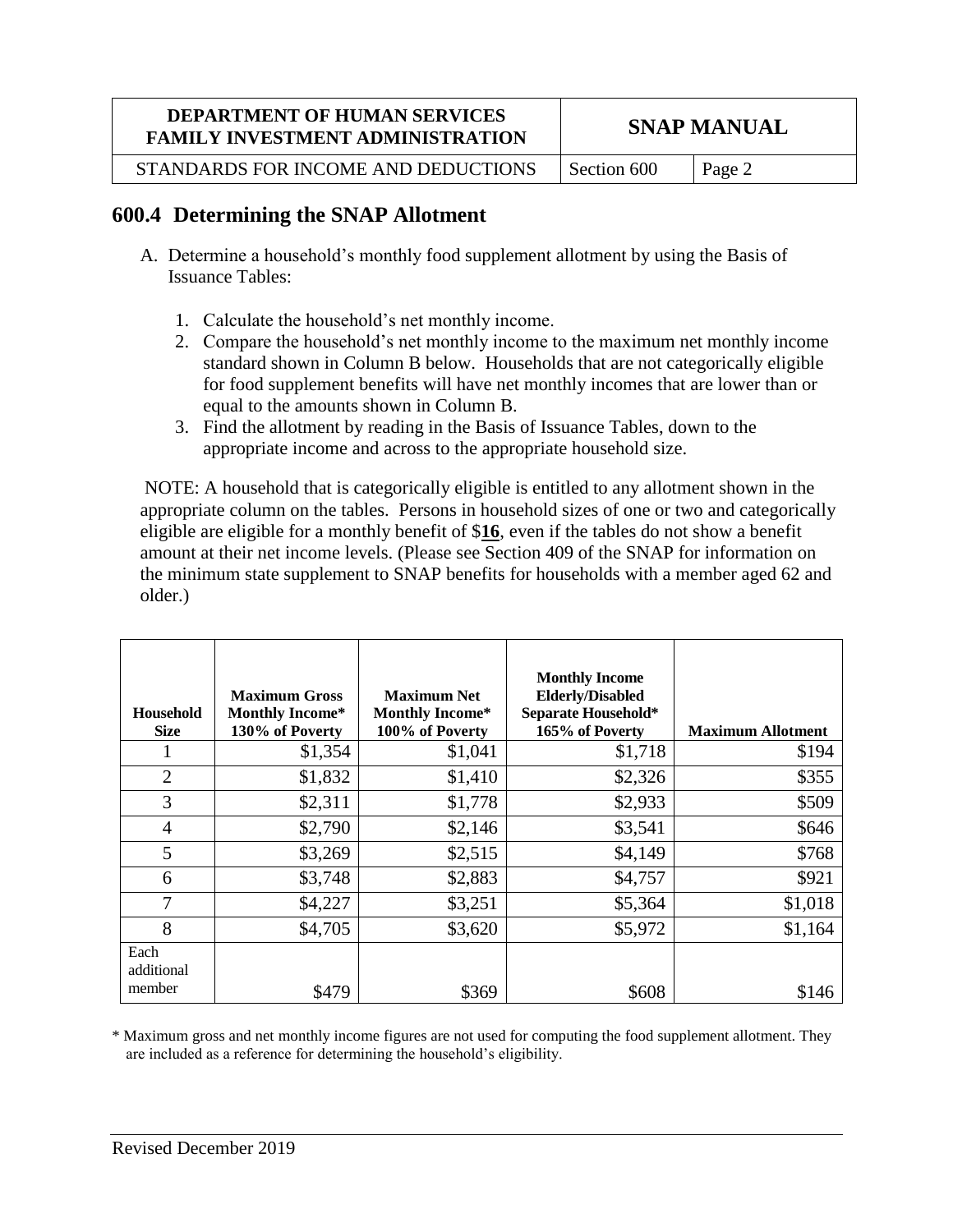## 600.4 Determining the SNAP Allotment

A. Determine a household's monthly food supplement allotment by using the Basis of Issuance Tables:

1. Calculate the household's net monthly income.
2. Compare the household's net monthly income to the maximum net monthly income standard shown in Column B below. Households that are not categorically eligible for food supplement benefits will have net monthly incomes that are lower than or equal to the amounts shown in Column B.
3. Find the allotment by reading in the Basis of Issuance Tables, down to the appropriate income and across to the appropriate household size.

NOTE: A household that is categorically eligible is entitled to any allotment shown in the appropriate column on the tables. Persons in household sizes of one or two and categorically eligible are eligible for a monthly benefit of $**16**, even if the tables do not show a benefit amount at their net income levels. (Please see Section 409 of the SNAP for information on the minimum state supplement to SNAP benefits for households with a member aged 62 and older.)

| Household Size | Maximum Gross Monthly Income* 130% of Poverty | Maximum Net Monthly Income* 100% of Poverty | Monthly Income Elderly/Disabled Separate Household* 165% of Poverty | Maximum Allotment |
|---|---|---|---|---|
| 1 | $1,354 | $1,041 | $1,718 | $194 |
| 2 | $1,832 | $1,410 | $2,326 | $355 |
| 3 | $2,311 | $1,778 | $2,933 | $509 |
| 4 | $2,790 | $2,146 | $3,541 | $646 |
| 5 | $3,269 | $2,515 | $4,149 | $768 |
| 6 | $3,748 | $2,883 | $4,757 | $921 |
| 7 | $4,227 | $3,251 | $5,364 | $1,018 |
| 8 | $4,705 | $3,620 | $5,972 | $1,164 |
| Each additional member | $479 | $369 | $608 | $146 |

* Maximum gross and net monthly income figures are not used for computing the food supplement allotment. They are included as a reference for determining the household's eligibility.